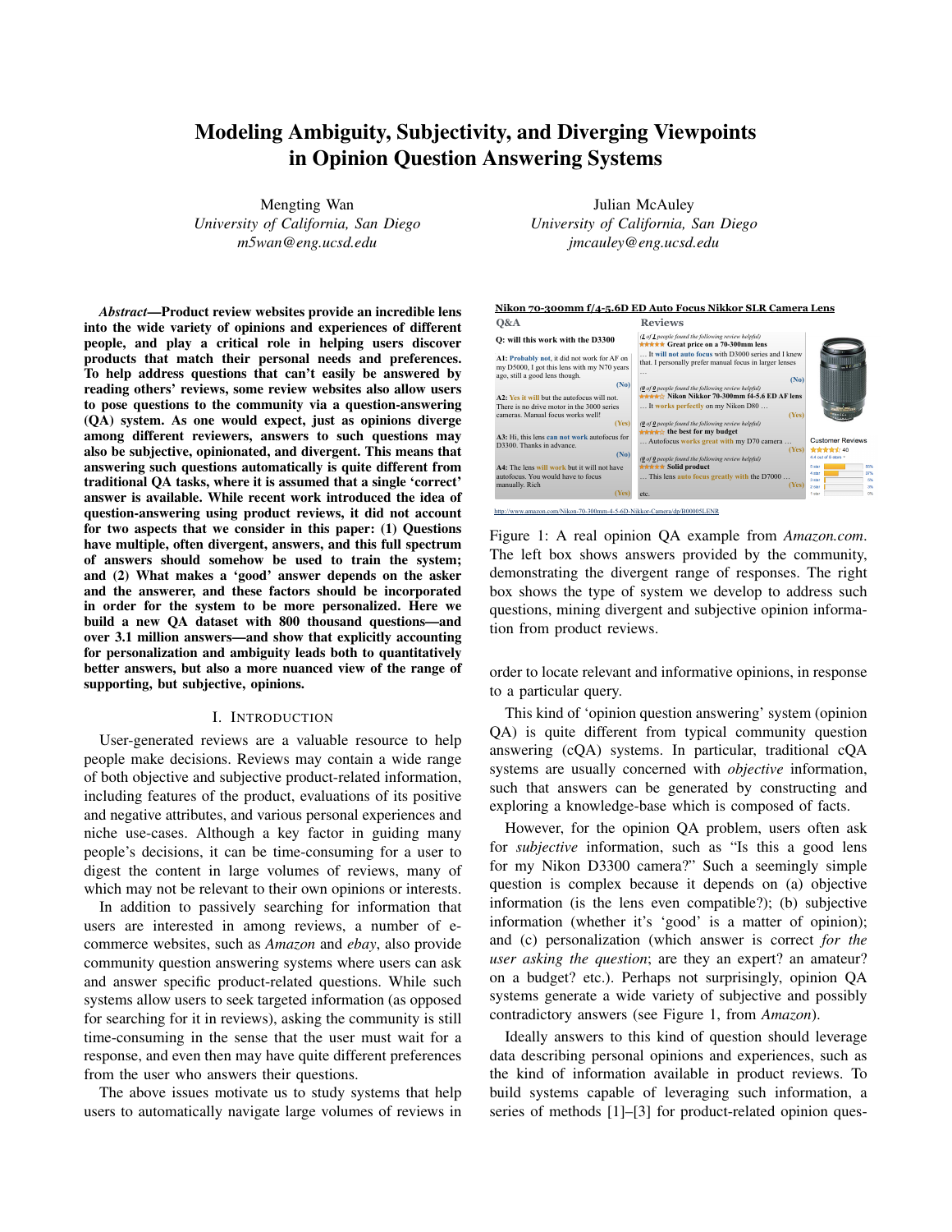# Modeling Ambiguity, Subjectivity, and Diverging Viewpoints in Opinion Question Answering Systems

Mengting Wan
*University of California, San Diego*
*m5wan@eng.ucsd.edu*

Julian McAuley
*University of California, San Diego*
*jmcauley@eng.ucsd.edu*

***Abstract*—Product review websites provide an incredible lens into the wide variety of opinions and experiences of different people, and play a critical role in helping users discover products that match their personal needs and preferences. To help address questions that can't easily be answered by reading others' reviews, some review websites also allow users to pose questions to the community via a question-answering (QA) system. As one would expect, just as opinions diverge among different reviewers, answers to such questions may also be subjective, opinionated, and divergent. This means that answering such questions automatically is quite different from traditional QA tasks, where it is assumed that a single 'correct' answer is available. While recent work introduced the idea of question-answering using product reviews, it did not account for two aspects that we consider in this paper: (1) Questions have multiple, often divergent, answers, and this full spectrum of answers should somehow be used to train the system; and (2) What makes a 'good' answer depends on the asker and the answerer, and these factors should be incorporated in order for the system to be more personalized. Here we build a new QA dataset with 800 thousand questions—and over 3.1 million answers—and show that explicitly accounting for personalization and ambiguity leads both to quantitatively better answers, but also a more nuanced view of the range of supporting, but subjective, opinions.**

## I. Introduction

User-generated reviews are a valuable resource to help people make decisions. Reviews may contain a wide range of both objective and subjective product-related information, including features of the product, evaluations of its positive and negative attributes, and various personal experiences and niche use-cases. Although a key factor in guiding many people's decisions, it can be time-consuming for a user to digest the content in large volumes of reviews, many of which may not be relevant to their own opinions or interests.

In addition to passively searching for information that users are interested in among reviews, a number of e-commerce websites, such as *Amazon* and *ebay*, also provide community question answering systems where users can ask and answer specific product-related questions. While such systems allow users to seek targeted information (as opposed for searching for it in reviews), asking the community is still time-consuming in the sense that the user must wait for a response, and even then may have quite different preferences from the user who answers their questions.

The above issues motivate us to study systems that help users to automatically navigate large volumes of reviews in order to locate relevant and informative opinions, in response to a particular query.

**Nikon 70-300mm f/4-5.6D ED Auto Focus Nikkor SLR Camera Lens**

| Q&A | Reviews |
|---|---|
| **Q: will this work with the D3300** | |
| **A1:** Probably not, it did not work for AF on my D5000, I got this lens with my N70 years ago, still a good lens though. (No) | (1 of 1 people found the following review helpful) **Great price on a 70-300mm lens** … It will not auto focus with D3000 series and I knew that. I personally prefer manual focus in larger lenses … (No) |
| **A2:** Yes it will but the autofocus will not. There is no drive motor in the 3000 series cameras. Manual focus works well! (Yes) | (0 of 0 people found the following review helpful) **Nikon Nikkor 70-300mm f4-5.6 ED AF lens** … It works perfectly on my Nikon D80 … (Yes) |
| **A3:** Hi, this lens can not work autofocus for D3300. Thanks in advance. (No) | (0 of 0 people found the following review helpful) **the best for my budget** … Autofocus works great with my D70 camera … (Yes) |
| **A4:** The lens will work but it will not have autofocus. You would have to focus manually. Rich (Yes) | (0 of 0 people found the following review helpful) **Solid product** … This lens auto focus greatly with the D7000 … (Yes) etc. |

http://www.amazon.com/Nikon-70-300mm-4-5-6D-Nikkor-Camera/dp/B00005LENR

Figure 1: A real opinion QA example from *Amazon.com*. The left box shows answers provided by the community, demonstrating the divergent range of responses. The right box shows the type of system we develop to address such questions, mining divergent and subjective opinion information from product reviews.

This kind of 'opinion question answering' system (opinion QA) is quite different from typical community question answering (cQA) systems. In particular, traditional cQA systems are usually concerned with *objective* information, such that answers can be generated by constructing and exploring a knowledge-base which is composed of facts.

However, for the opinion QA problem, users often ask for *subjective* information, such as "Is this a good lens for my Nikon D3300 camera?" Such a seemingly simple question is complex because it depends on (a) objective information (is the lens even compatible?); (b) subjective information (whether it's 'good' is a matter of opinion); and (c) personalization (which answer is correct *for the user asking the question*; are they an expert? an amateur? on a budget? etc.). Perhaps not surprisingly, opinion QA systems generate a wide variety of subjective and possibly contradictory answers (see Figure 1, from *Amazon*).

Ideally answers to this kind of question should leverage data describing personal opinions and experiences, such as the kind of information available in product reviews. To build systems capable of leveraging such information, a series of methods [1]–[3] for product-related opinion ques-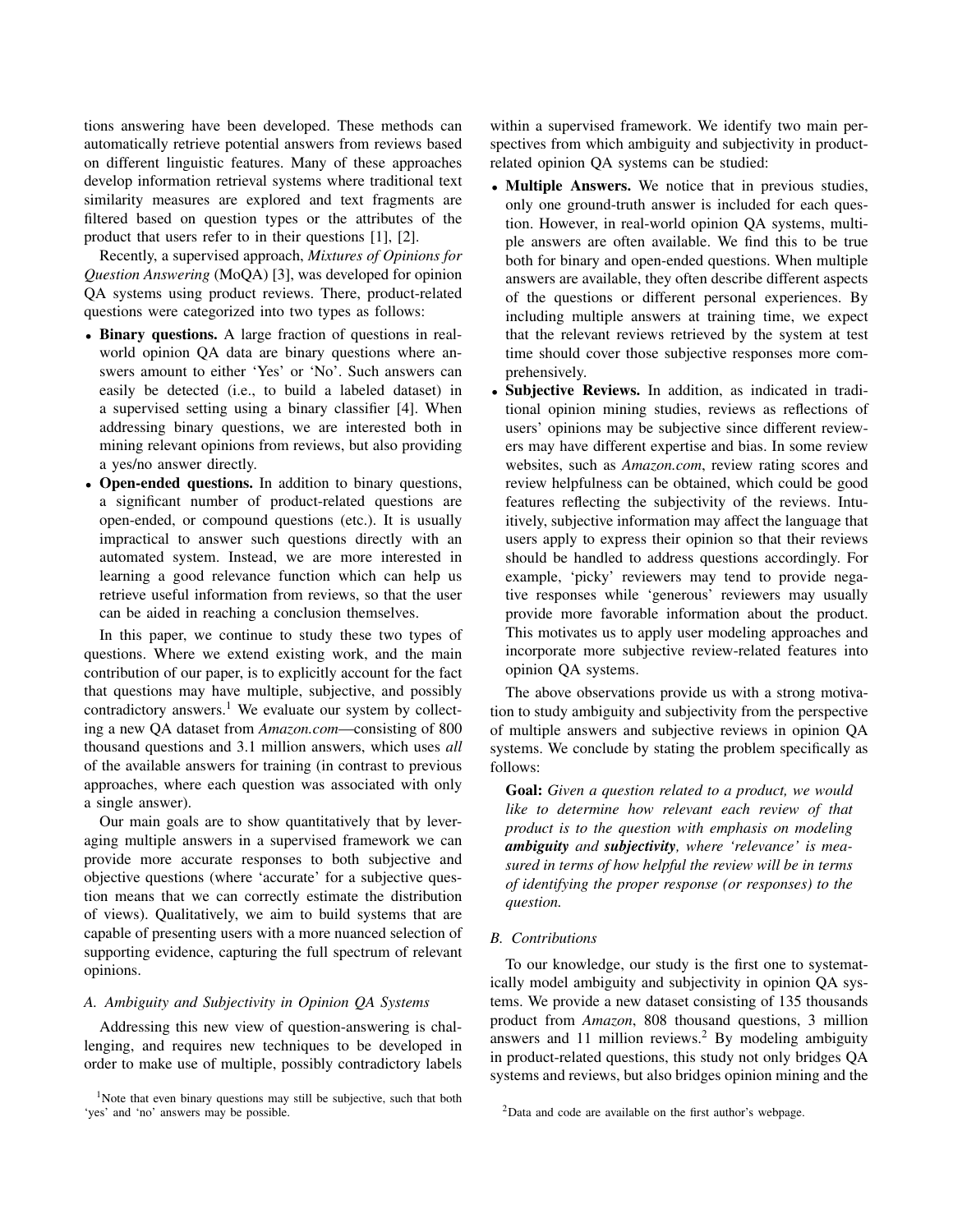tions answering have been developed. These methods can automatically retrieve potential answers from reviews based on different linguistic features. Many of these approaches develop information retrieval systems where traditional text similarity measures are explored and text fragments are filtered based on question types or the attributes of the product that users refer to in their questions [1], [2].

Recently, a supervised approach, *Mixtures of Opinions for Question Answering* (MoQA) [3], was developed for opinion QA systems using product reviews. There, product-related questions were categorized into two types as follows:

- **Binary questions.** A large fraction of questions in real-world opinion QA data are binary questions where answers amount to either 'Yes' or 'No'. Such answers can easily be detected (i.e., to build a labeled dataset) in a supervised setting using a binary classifier [4]. When addressing binary questions, we are interested both in mining relevant opinions from reviews, but also providing a yes/no answer directly.
- **Open-ended questions.** In addition to binary questions, a significant number of product-related questions are open-ended, or compound questions (etc.). It is usually impractical to answer such questions directly with an automated system. Instead, we are more interested in learning a good relevance function which can help us retrieve useful information from reviews, so that the user can be aided in reaching a conclusion themselves.

In this paper, we continue to study these two types of questions. Where we extend existing work, and the main contribution of our paper, is to explicitly account for the fact that questions may have multiple, subjective, and possibly contradictory answers.[1] We evaluate our system by collecting a new QA dataset from *Amazon.com*—consisting of 800 thousand questions and 3.1 million answers, which uses *all* of the available answers for training (in contrast to previous approaches, where each question was associated with only a single answer).

Our main goals are to show quantitatively that by leveraging multiple answers in a supervised framework we can provide more accurate responses to both subjective and objective questions (where 'accurate' for a subjective question means that we can correctly estimate the distribution of views). Qualitatively, we aim to build systems that are capable of presenting users with a more nuanced selection of supporting evidence, capturing the full spectrum of relevant opinions.

### A. Ambiguity and Subjectivity in Opinion QA Systems

Addressing this new view of question-answering is challenging, and requires new techniques to be developed in order to make use of multiple, possibly contradictory labels within a supervised framework. We identify two main perspectives from which ambiguity and subjectivity in product-related opinion QA systems can be studied:

- **Multiple Answers.** We notice that in previous studies, only one ground-truth answer is included for each question. However, in real-world opinion QA systems, multiple answers are often available. We find this to be true both for binary and open-ended questions. When multiple answers are available, they often describe different aspects of the questions or different personal experiences. By including multiple answers at training time, we expect that the relevant reviews retrieved by the system at test time should cover those subjective responses more comprehensively.
- **Subjective Reviews.** In addition, as indicated in traditional opinion mining studies, reviews as reflections of users' opinions may be subjective since different reviewers may have different expertise and bias. In some review websites, such as *Amazon.com*, review rating scores and review helpfulness can be obtained, which could be good features reflecting the subjectivity of the reviews. Intuitively, subjective information may affect the language that users apply to express their opinion so that their reviews should be handled to address questions accordingly. For example, 'picky' reviewers may tend to provide negative responses while 'generous' reviewers may usually provide more favorable information about the product. This motivates us to apply user modeling approaches and incorporate more subjective review-related features into opinion QA systems.

The above observations provide us with a strong motivation to study ambiguity and subjectivity from the perspective of multiple answers and subjective reviews in opinion QA systems. We conclude by stating the problem specifically as follows:

**Goal:** *Given a question related to a product, we would like to determine how relevant each review of that product is to the question with emphasis on modeling* ***ambiguity*** *and* ***subjectivity****, where 'relevance' is measured in terms of how helpful the review will be in terms of identifying the proper response (or responses) to the question.*

### B. Contributions

To our knowledge, our study is the first one to systematically model ambiguity and subjectivity in opinion QA systems. We provide a new dataset consisting of 135 thousands product from *Amazon*, 808 thousand questions, 3 million answers and 11 million reviews.[2] By modeling ambiguity in product-related questions, this study not only bridges QA systems and reviews, but also bridges opinion mining and the

[1]Note that even binary questions may still be subjective, such that both 'yes' and 'no' answers may be possible.

[2]Data and code are available on the first author's webpage.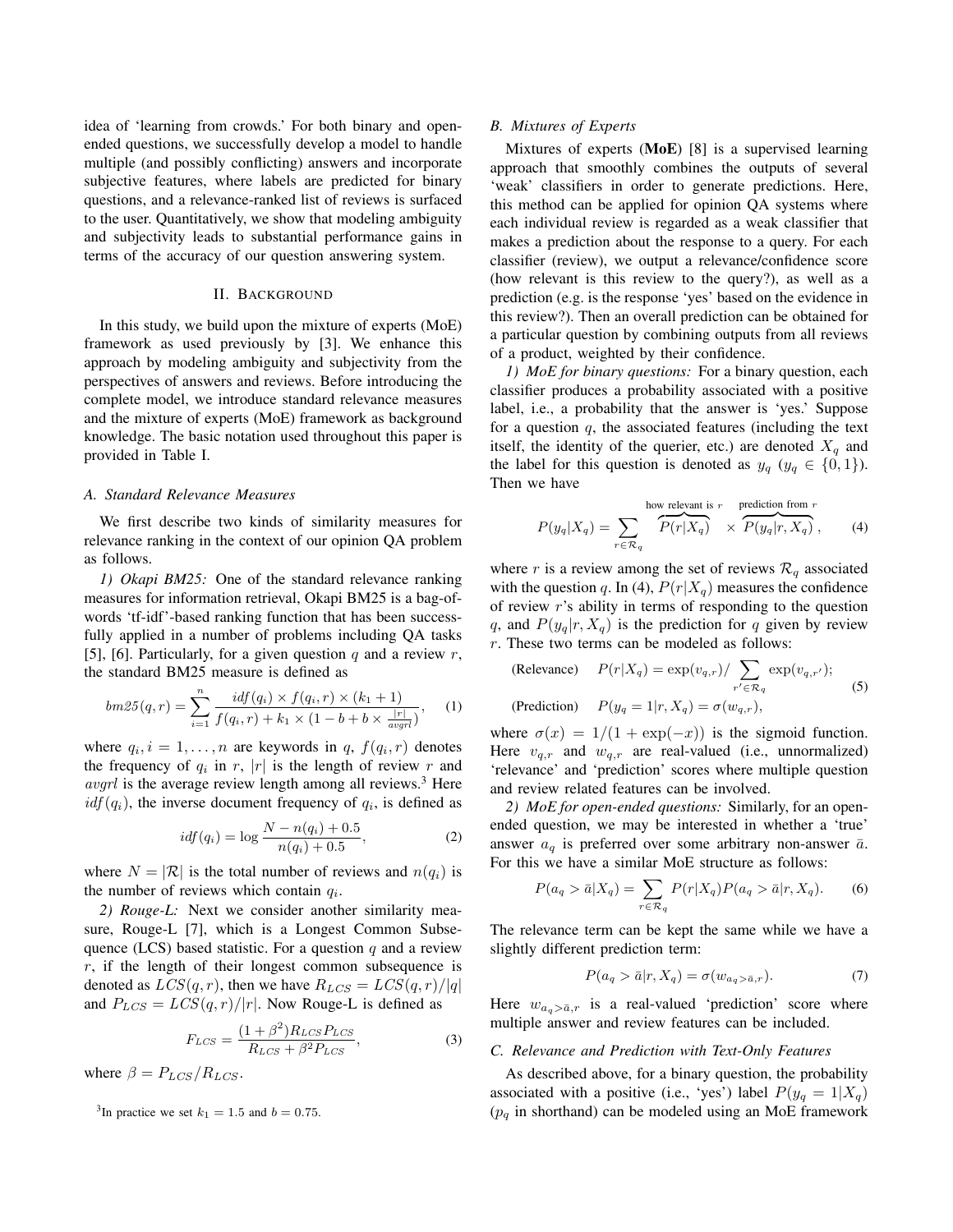idea of 'learning from crowds.' For both binary and open-ended questions, we successfully develop a model to handle multiple (and possibly conflicting) answers and incorporate subjective features, where labels are predicted for binary questions, and a relevance-ranked list of reviews is surfaced to the user. Quantitatively, we show that modeling ambiguity and subjectivity leads to substantial performance gains in terms of the accuracy of our question answering system.

## II. Background

In this study, we build upon the mixture of experts (MoE) framework as used previously by [3]. We enhance this approach by modeling ambiguity and subjectivity from the perspectives of answers and reviews. Before introducing the complete model, we introduce standard relevance measures and the mixture of experts (MoE) framework as background knowledge. The basic notation used throughout this paper is provided in Table I.

### A. Standard Relevance Measures

We first describe two kinds of similarity measures for relevance ranking in the context of our opinion QA problem as follows.

*1) Okapi BM25:* One of the standard relevance ranking measures for information retrieval, Okapi BM25 is a bag-of-words 'tf-idf'-based ranking function that has been successfully applied in a number of problems including QA tasks [5], [6]. Particularly, for a given question $q$ and a review $r$, the standard BM25 measure is defined as

$$bm25(q,r) = \sum_{i=1}^{n} \frac{idf(q_i) \times f(q_i, r) \times (k_1 + 1)}{f(q_i, r) + k_1 \times (1 - b + b \times \frac{|r|}{avgrl})}, \quad (1)$$

where $q_i, i = 1, \ldots, n$ are keywords in $q$, $f(q_i, r)$ denotes the frequency of $q_i$ in $r$, $|r|$ is the length of review $r$ and $avgrl$ is the average review length among all reviews.[3] Here $idf(q_i)$, the inverse document frequency of $q_i$, is defined as

$$idf(q_i) = \log \frac{N - n(q_i) + 0.5}{n(q_i) + 0.5}, \quad (2)$$

where $N = |\mathcal{R}|$ is the total number of reviews and $n(q_i)$ is the number of reviews which contain $q_i$.

*2) Rouge-L:* Next we consider another similarity measure, Rouge-L [7], which is a Longest Common Subsequence (LCS) based statistic. For a question $q$ and a review $r$, if the length of their longest common subsequence is denoted as $LCS(q, r)$, then we have $R_{LCS} = LCS(q, r)/|q|$ and $P_{LCS} = LCS(q, r)/|r|$. Now Rouge-L is defined as

$$F_{LCS} = \frac{(1 + \beta^2) R_{LCS} P_{LCS}}{R_{LCS} + \beta^2 P_{LCS}}, \quad (3)$$

where $\beta = P_{LCS}/R_{LCS}$.

[3] In practice we set $k_1 = 1.5$ and $b = 0.75$.

### B. Mixtures of Experts

Mixtures of experts (**MoE**) [8] is a supervised learning approach that smoothly combines the outputs of several 'weak' classifiers in order to generate predictions. Here, this method can be applied for opinion QA systems where each individual review is regarded as a weak classifier that makes a prediction about the response to a query. For each classifier (review), we output a relevance/confidence score (how relevant is this review to the query?), as well as a prediction (e.g. is the response 'yes' based on the evidence in this review?). Then an overall prediction can be obtained for a particular question by combining outputs from all reviews of a product, weighted by their confidence.

*1) MoE for binary questions:* For a binary question, each classifier produces a probability associated with a positive label, i.e., a probability that the answer is 'yes.' Suppose for a question $q$, the associated features (including the text itself, the identity of the querier, etc.) are denoted $X_q$ and the label for this question is denoted as $y_q$ ($y_q \in \{0, 1\}$). Then we have

$$P(y_q|X_q) = \sum_{r \in \mathcal{R}_q} \overbrace{P(r|X_q)}^{\text{how relevant is } r} \times \overbrace{P(y_q|r, X_q)}^{\text{prediction from } r}, \quad (4)$$

where $r$ is a review among the set of reviews $\mathcal{R}_q$ associated with the question $q$. In (4), $P(r|X_q)$ measures the confidence of review $r$'s ability in terms of responding to the question $q$, and $P(y_q|r, X_q)$ is the prediction for $q$ given by review $r$. These two terms can be modeled as follows:

$$\begin{aligned} &\text{(Relevance)} \quad P(r|X_q) = \exp(v_{q,r}) / \sum_{r' \in \mathcal{R}_q} \exp(v_{q,r'}); \\ &\text{(Prediction)} \quad P(y_q = 1|r, X_q) = \sigma(w_{q,r}), \end{aligned} \quad (5)$$

where $\sigma(x) = 1/(1 + \exp(-x))$ is the sigmoid function. Here $v_{q,r}$ and $w_{q,r}$ are real-valued (i.e., unnormalized) 'relevance' and 'prediction' scores where multiple question and review related features can be involved.

*2) MoE for open-ended questions:* Similarly, for an open-ended question, we may be interested in whether a 'true' answer $a_q$ is preferred over some arbitrary non-answer $\bar{a}$. For this we have a similar MoE structure as follows:

$$P(a_q > \bar{a}|X_q) = \sum_{r \in \mathcal{R}_q} P(r|X_q) P(a_q > \bar{a}|r, X_q). \quad (6)$$

The relevance term can be kept the same while we have a slightly different prediction term:

$$P(a_q > \bar{a}|r, X_q) = \sigma(w_{a_q > \bar{a}, r}). \quad (7)$$

Here $w_{a_q > \bar{a}, r}$ is a real-valued 'prediction' score where multiple answer and review features can be included.

### C. Relevance and Prediction with Text-Only Features

As described above, for a binary question, the probability associated with a positive (i.e., 'yes') label $P(y_q = 1|X_q)$ ($p_q$ in shorthand) can be modeled using an MoE framework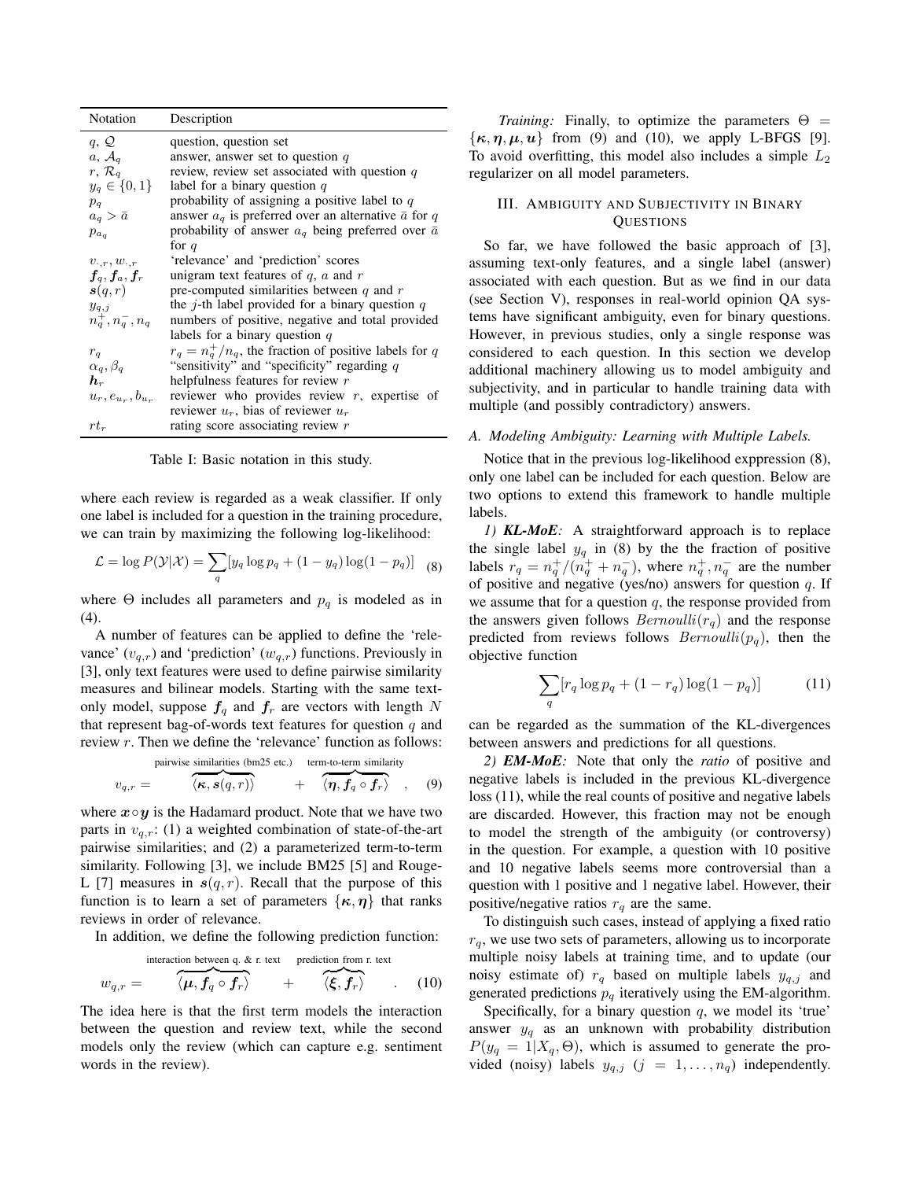| Notation | Description |
|---|---|
| $q$, $\mathcal{Q}$ | question, question set |
| $a$, $\mathcal{A}_q$ | answer, answer set to question $q$ |
| $r$, $\mathcal{R}_q$ | review, review set associated with question $q$ |
| $y_q \in \{0, 1\}$ | label for a binary question $q$ |
| $p_q$ | probability of assigning a positive label to $q$ |
| $a_q > \bar{a}$ | answer $a_q$ is preferred over an alternative $\bar{a}$ for $q$ |
| $p_{a_q}$ | probability of answer $a_q$ being preferred over $\bar{a}$ for $q$ |
| $v_{\cdot,r}, w_{\cdot,r}$ | 'relevance' and 'prediction' scores |
| $\boldsymbol{f}_q, \boldsymbol{f}_a, \boldsymbol{f}_r$ | unigram text features of $q$, $a$ and $r$ |
| $\boldsymbol{s}(q, r)$ | pre-computed similarities between $q$ and $r$ |
| $y_{q,j}$ | the $j$-th label provided for a binary question $q$ |
| $n_q^+, n_q^-, n_q$ | numbers of positive, negative and total provided labels for a binary question $q$ |
| $r_q$ | $r_q = n_q^+/n_q$, the fraction of positive labels for $q$ |
| $\alpha_q, \beta_q$ | "sensitivity" and "specificity" regarding $q$ |
| $\boldsymbol{h}_r$ | helpfulness features for review $r$ |
| $u_r, e_{u_r}, b_{u_r}$ | reviewer who provides review $r$, expertise of reviewer $u_r$, bias of reviewer $u_r$ |
| $rt_r$ | rating score associating review $r$ |

Table I: Basic notation in this study.

where each review is regarded as a weak classifier. If only one label is included for a question in the training procedure, we can train by maximizing the following log-likelihood:

$$\mathcal{L} = \log P(\mathcal{Y}|\mathcal{X}) = \sum_q [y_q \log p_q + (1 - y_q) \log(1 - p_q)] \quad (8)$$

where $\Theta$ includes all parameters and $p_q$ is modeled as in (4).

A number of features can be applied to define the 'relevance' ($v_{q,r}$) and 'prediction' ($w_{q,r}$) functions. Previously in [3], only text features were used to define pairwise similarity measures and bilinear models. Starting with the same text-only model, suppose $\boldsymbol{f}_q$ and $\boldsymbol{f}_r$ are vectors with length $N$ that represent bag-of-words text features for question $q$ and review $r$. Then we define the 'relevance' function as follows:

$$v_{q,r} = \overbrace{\langle \boldsymbol{\kappa}, \boldsymbol{s}(q, r) \rangle}^{\text{pairwise similarities (bm25 etc.)}} + \overbrace{\langle \boldsymbol{\eta}, \boldsymbol{f}_q \circ \boldsymbol{f}_r \rangle}^{\text{term-to-term similarity}}, \quad (9)$$

where $\boldsymbol{x} \circ \boldsymbol{y}$ is the Hadamard product. Note that we have two parts in $v_{q,r}$: (1) a weighted combination of state-of-the-art pairwise similarities; and (2) a parameterized term-to-term similarity. Following [3], we include BM25 [5] and Rouge-L [7] measures in $\boldsymbol{s}(q, r)$. Recall that the purpose of this function is to learn a set of parameters $\{\boldsymbol{\kappa}, \boldsymbol{\eta}\}$ that ranks reviews in order of relevance.

In addition, we define the following prediction function:

$$w_{q,r} = \overbrace{\langle \boldsymbol{\mu}, \boldsymbol{f}_q \circ \boldsymbol{f}_r \rangle}^{\text{interaction between q. \& r. text}} + \overbrace{\langle \boldsymbol{\xi}, \boldsymbol{f}_r \rangle}^{\text{prediction from r. text}}. \quad (10)$$

The idea here is that the first term models the interaction between the question and review text, while the second models only the review (which can capture e.g. sentiment words in the review).

*Training:* Finally, to optimize the parameters $\Theta = \{\boldsymbol{\kappa}, \boldsymbol{\eta}, \boldsymbol{\mu}, \boldsymbol{u}\}$ from (9) and (10), we apply L-BFGS [9]. To avoid overfitting, this model also includes a simple $L_2$ regularizer on all model parameters.

## III. Ambiguity and Subjectivity in Binary Questions

So far, we have followed the basic approach of [3], assuming text-only features, and a single label (answer) associated with each question. But as we find in our data (see Section V), responses in real-world opinion QA systems have significant ambiguity, even for binary questions. However, in previous studies, only a single response was considered to each question. In this section we develop additional machinery allowing us to model ambiguity and subjectivity, and in particular to handle training data with multiple (and possibly contradictory) answers.

### A. Modeling Ambiguity: Learning with Multiple Labels.

Notice that in the previous log-likelihood exppression (8), only one label can be included for each question. Below are two options to extend this framework to handle multiple labels.

*1) **KL-MoE**:* A straightforward approach is to replace the single label $y_q$ in (8) by the the fraction of positive labels $r_q = n_q^+/(n_q^+ + n_q^-)$, where $n_q^+, n_q^-$ are the number of positive and negative (yes/no) answers for question $q$. If we assume that for a question $q$, the response provided from the answers given follows $Bernoulli(r_q)$ and the response predicted from reviews follows $Bernoulli(p_q)$, then the objective function

$$\sum_q [r_q \log p_q + (1 - r_q) \log(1 - p_q)] \quad (11)$$

can be regarded as the summation of the KL-divergences between answers and predictions for all questions.

*2) **EM-MoE**:* Note that only the *ratio* of positive and negative labels is included in the previous KL-divergence loss (11), while the real counts of positive and negative labels are discarded. However, this fraction may not be enough to model the strength of the ambiguity (or controversy) in the question. For example, a question with 10 positive and 10 negative labels seems more controversial than a question with 1 positive and 1 negative label. However, their positive/negative ratios $r_q$ are the same.

To distinguish such cases, instead of applying a fixed ratio $r_q$, we use two sets of parameters, allowing us to incorporate multiple noisy labels at training time, and to update (our noisy estimate of) $r_q$ based on multiple labels $y_{q,j}$ and generated predictions $p_q$ iteratively using the EM-algorithm.

Specifically, for a binary question $q$, we model its 'true' answer $y_q$ as an unknown with probability distribution $P(y_q = 1|X_q, \Theta)$, which is assumed to generate the provided (noisy) labels $y_{q,j}$ ($j = 1, \ldots, n_q$) independently.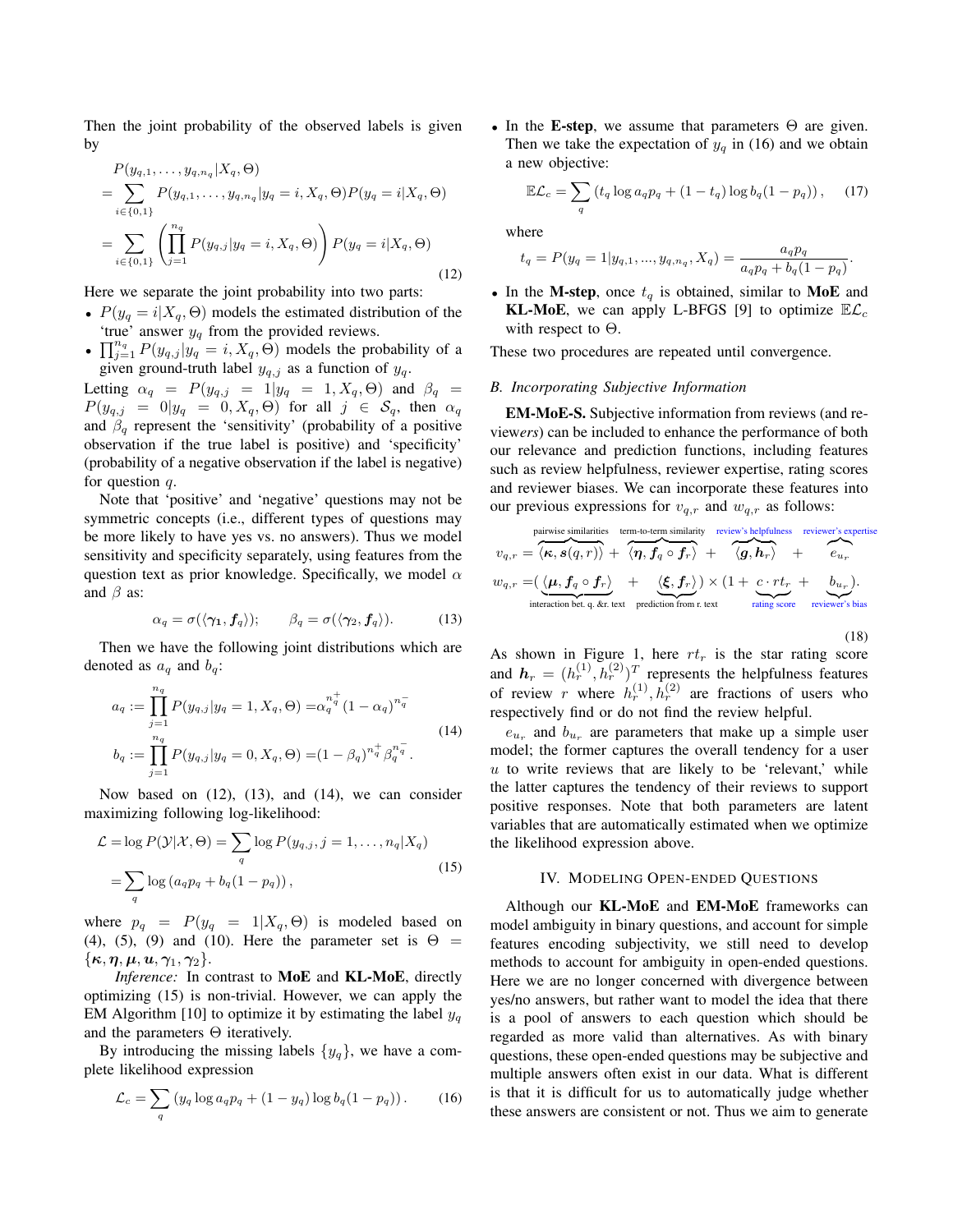Then the joint probability of the observed labels is given by

$$
\begin{aligned}
&P(y_{q,1},\ldots,y_{q,n_q}|X_q,\Theta) \\
&= \sum_{i\in\{0,1\}} P(y_{q,1},\ldots,y_{q,n_q}|y_q=i,X_q,\Theta)P(y_q=i|X_q,\Theta) \\
&= \sum_{i\in\{0,1\}} \left(\prod_{j=1}^{n_q} P(y_{q,j}|y_q=i,X_q,\Theta)\right) P(y_q=i|X_q,\Theta)
\end{aligned} \tag{12}
$$

Here we separate the joint probability into two parts:

- $P(y_q = i|X_q,\Theta)$ models the estimated distribution of the 'true' answer $y_q$ from the provided reviews.
- $\prod_{j=1}^{n_q} P(y_{q,j}|y_q = i, X_q,\Theta)$ models the probability of a given ground-truth label $y_{q,j}$ as a function of $y_q$.

Letting $\alpha_q = P(y_{q,j} = 1|y_q = 1, X_q,\Theta)$ and $\beta_q = P(y_{q,j} = 0|y_q = 0, X_q,\Theta)$ for all $j \in \mathcal{S}_q$, then $\alpha_q$ and $\beta_q$ represent the 'sensitivity' (probability of a positive observation if the true label is positive) and 'specificity' (probability of a negative observation if the label is negative) for question $q$.

Note that 'positive' and 'negative' questions may not be symmetric concepts (i.e., different types of questions may be more likely to have yes vs. no answers). Thus we model sensitivity and specificity separately, using features from the question text as prior knowledge. Specifically, we model $\alpha$ and $\beta$ as:

$$
\alpha_q = \sigma(\langle \boldsymbol{\gamma_1}, \boldsymbol{f}_q\rangle); \qquad \beta_q = \sigma(\langle \boldsymbol{\gamma}_2, \boldsymbol{f}_q\rangle). \tag{13}
$$

Then we have the following joint distributions which are denoted as $a_q$ and $b_q$:

$$
\begin{aligned}
a_q &:= \prod_{j=1}^{n_q} P(y_{q,j}|y_q = 1, X_q,\Theta) = \alpha_q^{n_q^+}(1-\alpha_q)^{n_q^-} \\
b_q &:= \prod_{j=1}^{n_q} P(y_{q,j}|y_q = 0, X_q,\Theta) = (1-\beta_q)^{n_q^+}\beta_q^{n_q^-}.
\end{aligned} \tag{14}
$$

Now based on (12), (13), and (14), we can consider maximizing following log-likelihood:

$$
\begin{aligned}
\mathcal{L} &= \log P(\mathcal{Y}|\mathcal{X},\Theta) = \sum_q \log P(y_{q,j}, j = 1,\ldots,n_q|X_q) \\
&= \sum_q \log\left(a_q p_q + b_q(1-p_q)\right),
\end{aligned} \tag{15}
$$

where $p_q = P(y_q = 1|X_q,\Theta)$ is modeled based on (4), (5), (9) and (10). Here the parameter set is $\Theta = \{\boldsymbol{\kappa},\boldsymbol{\eta},\boldsymbol{\mu},\boldsymbol{u},\boldsymbol{\gamma}_1,\boldsymbol{\gamma}_2\}$.

*Inference:* In contrast to **MoE** and **KL-MoE**, directly optimizing (15) is non-trivial. However, we can apply the EM Algorithm [10] to optimize it by estimating the label $y_q$ and the parameters $\Theta$ iteratively.

By introducing the missing labels $\{y_q\}$, we have a complete likelihood expression

$$
\mathcal{L}_c = \sum_q \left(y_q \log a_q p_q + (1-y_q)\log b_q(1-p_q)\right). \tag{16}
$$

- In the **E-step**, we assume that parameters $\Theta$ are given. Then we take the expectation of $y_q$ in (16) and we obtain a new objective:

$$
\mathbb{E}\mathcal{L}_c = \sum_q \left(t_q \log a_q p_q + (1-t_q)\log b_q(1-p_q)\right), \tag{17}
$$

where

$$
t_q = P(y_q = 1|y_{q,1},\ldots,y_{q,n_q},X_q) = \frac{a_q p_q}{a_q p_q + b_q(1-p_q)}.
$$

- In the **M-step**, once $t_q$ is obtained, similar to **MoE** and **KL-MoE**, we can apply L-BFGS [9] to optimize $\mathbb{E}\mathcal{L}_c$ with respect to $\Theta$.

These two procedures are repeated until convergence.

### B. Incorporating Subjective Information

**EM-MoE-S.** Subjective information from reviews (and reviewe*rs*) can be included to enhance the performance of both our relevance and prediction functions, including features such as review helpfulness, reviewer expertise, rating scores and reviewer biases. We can incorporate these features into our previous expressions for $v_{q,r}$ and $w_{q,r}$ as follows:

$$
\begin{aligned}
v_{q,r} &= \overbrace{\langle \boldsymbol{\kappa}, \boldsymbol{s}(q,r)\rangle}^{\text{pairwise similarities}} + \overbrace{\langle \boldsymbol{\eta}, \boldsymbol{f}_q \circ \boldsymbol{f}_r\rangle}^{\text{term-to-term similarity}} + \overbrace{\langle \boldsymbol{g}, \boldsymbol{h}_r\rangle}^{\text{review's helpfulness}} + \overbrace{e_{u_r}}^{\text{reviewer's expertise}} \\
w_{q,r} &= (\underbrace{\langle \boldsymbol{\mu}, \boldsymbol{f}_q \circ \boldsymbol{f}_r\rangle}_{\text{interaction bet. q. \&r. text}} + \underbrace{\langle \boldsymbol{\xi}, \boldsymbol{f}_r\rangle}_{\text{prediction from r. text}}) \times (1 + \underbrace{c \cdot rt_r}_{\text{rating score}} + \underbrace{b_{u_r}}_{\text{reviewer's bias}}).
\end{aligned} \tag{18}
$$

As shown in Figure 1, here $rt_r$ is the star rating score and $\boldsymbol{h}_r = (h_r^{(1)}, h_r^{(2)})^T$ represents the helpfulness features of review $r$ where $h_r^{(1)}, h_r^{(2)}$ are fractions of users who respectively find or do not find the review helpful.

$e_{u_r}$ and $b_{u_r}$ are parameters that make up a simple user model; the former captures the overall tendency for a user $u$ to write reviews that are likely to be 'relevant,' while the latter captures the tendency of their reviews to support positive responses. Note that both parameters are latent variables that are automatically estimated when we optimize the likelihood expression above.

## IV. Modeling Open-ended Questions

Although our **KL-MoE** and **EM-MoE** frameworks can model ambiguity in binary questions, and account for simple features encoding subjectivity, we still need to develop methods to account for ambiguity in open-ended questions. Here we are no longer concerned with divergence between yes/no answers, but rather want to model the idea that there is a pool of answers to each question which should be regarded as more valid than alternatives. As with binary questions, these open-ended questions may be subjective and multiple answers often exist in our data. What is different is that it is difficult for us to automatically judge whether these answers are consistent or not. Thus we aim to generate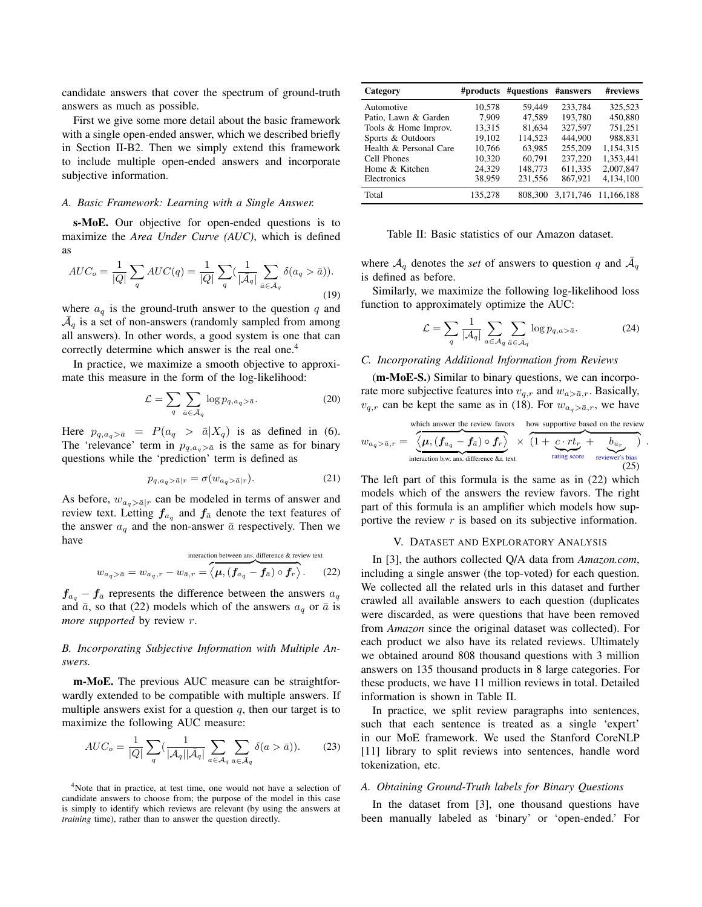candidate answers that cover the spectrum of ground-truth answers as much as possible.

First we give some more detail about the basic framework with a single open-ended answer, which we described briefly in Section II-B2. Then we simply extend this framework to include multiple open-ended answers and incorporate subjective information.

### A. Basic Framework: Learning with a Single Answer.

**s-MoE.** Our objective for open-ended questions is to maximize the *Area Under Curve (AUC)*, which is defined as

$$AUC_o = \frac{1}{|Q|}\sum_q AUC(q) = \frac{1}{|Q|}\sum_q (\frac{1}{|\bar{\mathcal{A}}_q|}\sum_{\bar{a}\in\bar{\mathcal{A}}_q}\delta(a_q > \bar{a})). \tag{19}$$

where $a_q$ is the ground-truth answer to the question $q$ and $\bar{\mathcal{A}}_q$ is a set of non-answers (randomly sampled from among all answers). In other words, a good system is one that can correctly determine which answer is the real one.[4]

In practice, we maximize a smooth objective to approximate this measure in the form of the log-likelihood:

$$\mathcal{L} = \sum_q \sum_{\bar{a}\in\bar{\mathcal{A}}_q} \log p_{q,a_q>\bar{a}}. \tag{20}$$

Here $p_{q,a_q>\bar{a}} = P(a_q > \bar{a}|X_q)$ is as defined in (6). The 'relevance' term in $p_{q,a_q>\bar{a}}$ is the same as for binary questions while the 'prediction' term is defined as

$$p_{q,a_q>\bar{a}|r} = \sigma(w_{a_q>\bar{a}|r}). \tag{21}$$

As before, $w_{a_q>\bar{a}|r}$ can be modeled in terms of answer and review text. Letting $\boldsymbol{f}_{a_q}$ and $\boldsymbol{f}_{\bar{a}}$ denote the text features of the answer $a_q$ and the non-answer $\bar{a}$ respectively. Then we have

$$w_{a_q>\bar{a}} = w_{a_q,r} - w_{\bar{a},r} = \overbrace{\langle \boldsymbol{\mu}, (\boldsymbol{f}_{a_q} - \boldsymbol{f}_{\bar{a}}) \circ \boldsymbol{f}_r \rangle}^{\text{interaction between ans. difference \& review text}}. \tag{22}$$

$\boldsymbol{f}_{a_q} - \boldsymbol{f}_{\bar{a}}$ represents the difference between the answers $a_q$ and $\bar{a}$, so that (22) models which of the answers $a_q$ or $\bar{a}$ is *more supported* by review $r$.

### B. Incorporating Subjective Information with Multiple Answers.

**m-MoE.** The previous AUC measure can be straightforwardly extended to be compatible with multiple answers. If multiple answers exist for a question $q$, then our target is to maximize the following AUC measure:

$$AUC_o = \frac{1}{|Q|}\sum_q (\frac{1}{|\mathcal{A}_q||\bar{\mathcal{A}}_q|}\sum_{a\in\mathcal{A}_q}\sum_{\bar{a}\in\bar{\mathcal{A}}_q}\delta(a > \bar{a})). \tag{23}$$

where $\mathcal{A}_q$ denotes the *set* of answers to question $q$ and $\bar{\mathcal{A}}_q$ is defined as before.

Similarly, we maximize the following log-likelihood loss function to approximately optimize the AUC:

$$\mathcal{L} = \sum_q \frac{1}{|\mathcal{A}_q|}\sum_{a\in\mathcal{A}_q}\sum_{\bar{a}\in\bar{\mathcal{A}}_q} \log p_{q,a>\bar{a}}. \tag{24}$$

### C. Incorporating Additional Information from Reviews

(**m-MoE-S.**) Similar to binary questions, we can incorporate more subjective features into $v_{q,r}$ and $w_{a>\bar{a},r}$. Basically, $v_{q,r}$ can be kept the same as in (18). For $w_{a_q>\bar{a},r}$, we have

$$w_{a_q>\bar{a},r} = \underbrace{\overbrace{\langle \boldsymbol{\mu}, (\boldsymbol{f}_{a_q} - \boldsymbol{f}_{\bar{a}}) \circ \boldsymbol{f}_r \rangle}^{\text{which answer the review favors}}}_{\text{interaction b.w. ans. difference \&r. text}} \times \overbrace{(1 + \underbrace{c \cdot rt_r}_{\text{rating score}} + \underbrace{b_{u_r}}_{\text{reviewer's bias}})}^{\text{how supportive based on the review}}. \tag{25}$$

The left part of this formula is the same as in (22) which models which of the answers the review favors. The right part of this formula is an amplifier which models how supportive the review $r$ is based on its subjective information.

## V. Dataset and Exploratory Analysis

In [3], the authors collected Q/A data from *Amazon.com*, including a single answer (the top-voted) for each question. We collected all the related urls in this dataset and further crawled all available answers to each question (duplicates were discarded, as were questions that have been removed from *Amazon* since the original dataset was collected). For each product we also have its related reviews. Ultimately we obtained around 808 thousand questions with 3 million answers on 135 thousand products in 8 large categories. For these products, we have 11 million reviews in total. Detailed information is shown in Table II.

| Category | #products | #questions | #answers | #reviews |
|---|---|---|---|---|
| Automotive | 10,578 | 59,449 | 233,784 | 325,523 |
| Patio, Lawn & Garden | 7,909 | 47,589 | 193,780 | 450,880 |
| Tools & Home Improv. | 13,315 | 81,634 | 327,597 | 751,251 |
| Sports & Outdoors | 19,102 | 114,523 | 444,900 | 988,831 |
| Health & Personal Care | 10,766 | 63,985 | 255,209 | 1,154,315 |
| Cell Phones | 10,320 | 60,791 | 237,220 | 1,353,441 |
| Home & Kitchen | 24,329 | 148,773 | 611,335 | 2,007,847 |
| Electronics | 38,959 | 231,556 | 867,921 | 4,134,100 |
| Total | 135,278 | 808,300 | 3,171,746 | 11,166,188 |

Table II: Basic statistics of our Amazon dataset.

In practice, we split review paragraphs into sentences, such that each sentence is treated as a single 'expert' in our MoE framework. We used the Stanford CoreNLP [11] library to split reviews into sentences, handle word tokenization, etc.

### A. Obtaining Ground-Truth labels for Binary Questions

In the dataset from [3], one thousand questions have been manually labeled as 'binary' or 'open-ended.' For

[4] Note that in practice, at test time, one would not have a selection of candidate answers to choose from; the purpose of the model in this case is simply to identify which reviews are relevant (by using the answers at *training* time), rather than to answer the question directly.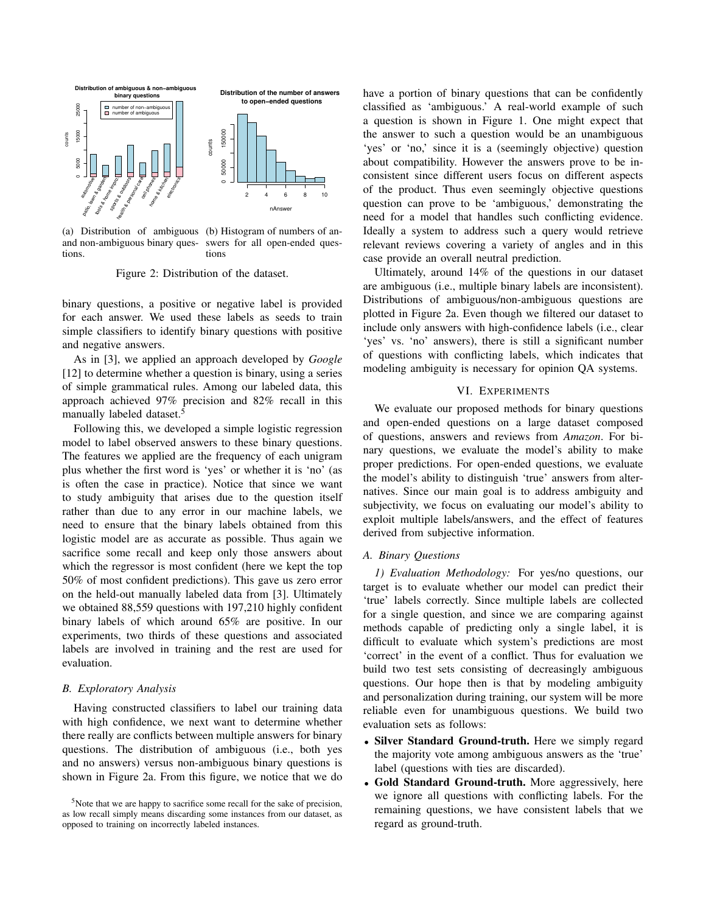Distribution of ambiguous & non–ambiguous binary questions

number of non–ambiguous
number of ambiguous

counts

0
5000
15000
25000

automotive
patio, lawn & garden
tools & home impro
sports & outdoors
health & personal care
cell phones
home & kitchen
electronics

Distribution of the number of answers to open–ended questions

counts

0
50000
150000

2
4
6
8
10

nAnswer

(a) Distribution of ambiguous and non-ambiguous binary questions.

(b) Histogram of numbers of answers for all open-ended questions

Figure 2: Distribution of the dataset.

binary questions, a positive or negative label is provided for each answer. We used these labels as seeds to train simple classifiers to identify binary questions with positive and negative answers.

As in [3], we applied an approach developed by *Google* [12] to determine whether a question is binary, using a series of simple grammatical rules. Among our labeled data, this approach achieved 97% precision and 82% recall in this manually labeled dataset.[5]

Following this, we developed a simple logistic regression model to label observed answers to these binary questions. The features we applied are the frequency of each unigram plus whether the first word is 'yes' or whether it is 'no' (as is often the case in practice). Notice that since we want to study ambiguity that arises due to the question itself rather than due to any error in our machine labels, we need to ensure that the binary labels obtained from this logistic model are as accurate as possible. Thus again we sacrifice some recall and keep only those answers about which the regressor is most confident (here we kept the top 50% of most confident predictions). This gave us zero error on the held-out manually labeled data from [3]. Ultimately we obtained 88,559 questions with 197,210 highly confident binary labels of which around 65% are positive. In our experiments, two thirds of these questions and associated labels are involved in training and the rest are used for evaluation.

### B. Exploratory Analysis

Having constructed classifiers to label our training data with high confidence, we next want to determine whether there really are conflicts between multiple answers for binary questions. The distribution of ambiguous (i.e., both yes and no answers) versus non-ambiguous binary questions is shown in Figure 2a. From this figure, we notice that we do have a portion of binary questions that can be confidently classified as 'ambiguous.' A real-world example of such a question is shown in Figure 1. One might expect that the answer to such a question would be an unambiguous 'yes' or 'no,' since it is a (seemingly objective) question about compatibility. However the answers prove to be inconsistent since different users focus on different aspects of the product. Thus even seemingly objective questions question can prove to be 'ambiguous,' demonstrating the need for a model that handles such conflicting evidence. Ideally a system to address such a query would retrieve relevant reviews covering a variety of angles and in this case provide an overall neutral prediction.

Ultimately, around 14% of the questions in our dataset are ambiguous (i.e., multiple binary labels are inconsistent). Distributions of ambiguous/non-ambiguous questions are plotted in Figure 2a. Even though we filtered our dataset to include only answers with high-confidence labels (i.e., clear 'yes' vs. 'no' answers), there is still a significant number of questions with conflicting labels, which indicates that modeling ambiguity is necessary for opinion QA systems.

## VI. Experiments

We evaluate our proposed methods for binary questions and open-ended questions on a large dataset composed of questions, answers and reviews from *Amazon*. For binary questions, we evaluate the model's ability to make proper predictions. For open-ended questions, we evaluate the model's ability to distinguish 'true' answers from alternatives. Since our main goal is to address ambiguity and subjectivity, we focus on evaluating our model's ability to exploit multiple labels/answers, and the effect of features derived from subjective information.

### A. Binary Questions

*1) Evaluation Methodology:* For yes/no questions, our target is to evaluate whether our model can predict their 'true' labels correctly. Since multiple labels are collected for a single question, and since we are comparing against methods capable of predicting only a single label, it is difficult to evaluate which system's predictions are most 'correct' in the event of a conflict. Thus for evaluation we build two test sets consisting of decreasingly ambiguous questions. Our hope then is that by modeling ambiguity and personalization during training, our system will be more reliable even for unambiguous questions. We build two evaluation sets as follows:

- **Silver Standard Ground-truth.** Here we simply regard the majority vote among ambiguous answers as the 'true' label (questions with ties are discarded).
- **Gold Standard Ground-truth.** More aggressively, here we ignore all questions with conflicting labels. For the remaining questions, we have consistent labels that we regard as ground-truth.

[5] Note that we are happy to sacrifice some recall for the sake of precision, as low recall simply means discarding some instances from our dataset, as opposed to training on incorrectly labeled instances.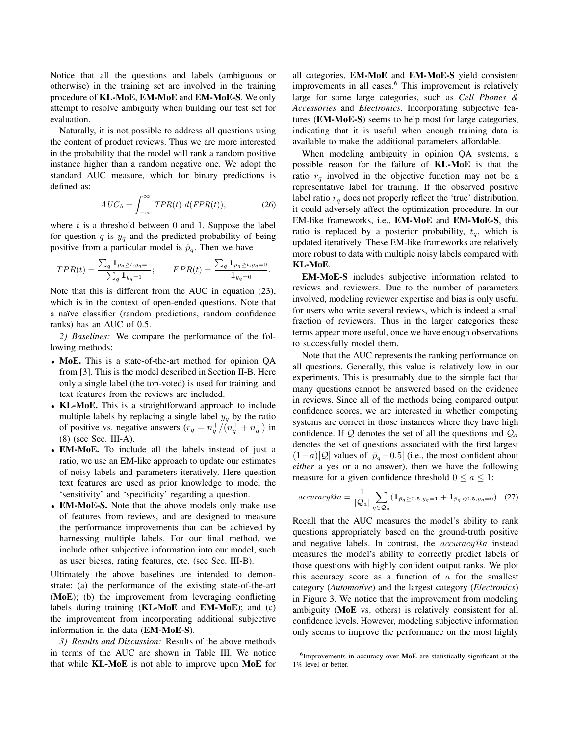Notice that all the questions and labels (ambiguous or otherwise) in the training set are involved in the training procedure of **KL-MoE**, **EM-MoE** and **EM-MoE-S**. We only attempt to resolve ambiguity when building our test set for evaluation.

Naturally, it is not possible to address all questions using the content of product reviews. Thus we are more interested in the probability that the model will rank a random positive instance higher than a random negative one. We adopt the standard AUC measure, which for binary predictions is defined as:

$$AUC_b = \int_{-\infty}^{\infty} TPR(t)\ d(FPR(t)), \tag{26}$$

where $t$ is a threshold between 0 and 1. Suppose the label for question $q$ is $y_q$ and the predicted probability of being positive from a particular model is $\hat{p}_q$. Then we have

$$TPR(t) = \frac{\sum_q \mathbf{1}_{\hat{p}_q \geq t, y_q=1}}{\sum_q \mathbf{1}_{y_q=1}}; \qquad FPR(t) = \frac{\sum_q \mathbf{1}_{\hat{p}_q \geq t, y_q=0}}{\mathbf{1}_{y_q=0}}.$$

Note that this is different from the AUC in equation (23), which is in the context of open-ended questions. Note that a naïve classifier (random predictions, random confidence ranks) has an AUC of 0.5.

*2) Baselines:* We compare the performance of the following methods:

- **MoE.** This is a state-of-the-art method for opinion QA from [3]. This is the model described in Section II-B. Here only a single label (the top-voted) is used for training, and text features from the reviews are included.
- **KL-MoE.** This is a straightforward approach to include multiple labels by replacing a single label $y_q$ by the ratio of positive vs. negative answers ($r_q = n_q^+/(n_q^+ + n_q^-)$ in (8) (see Sec. III-A).
- **EM-MoE.** To include all the labels instead of just a ratio, we use an EM-like approach to update our estimates of noisy labels and parameters iteratively. Here question text features are used as prior knowledge to model the 'sensitivity' and 'specificity' regarding a question.
- **EM-MoE-S.** Note that the above models only make use of features from reviews, and are designed to measure the performance improvements that can be achieved by harnessing multiple labels. For our final method, we include other subjective information into our model, such as user bieses, rating features, etc. (see Sec. III-B).

Ultimately the above baselines are intended to demonstrate: (a) the performance of the existing state-of-the-art (**MoE**); (b) the improvement from leveraging conflicting labels during training (**KL-MoE** and **EM-MoE**); and (c) the improvement from incorporating additional subjective information in the data (**EM-MoE-S**).

*3) Results and Discussion:* Results of the above methods in terms of the AUC are shown in Table III. We notice that while **KL-MoE** is not able to improve upon **MoE** for all categories, **EM-MoE** and **EM-MoE-S** yield consistent improvements in all cases.[6] This improvement is relatively large for some large categories, such as *Cell Phones & Accessories* and *Electronics*. Incorporating subjective features (**EM-MoE-S**) seems to help most for large categories, indicating that it is useful when enough training data is available to make the additional parameters affordable.

When modeling ambiguity in opinion QA systems, a possible reason for the failure of **KL-MoE** is that the ratio $r_q$ involved in the objective function may not be a representative label for training. If the observed positive label ratio $r_q$ does not properly reflect the 'true' distribution, it could adversely affect the optimization procedure. In our EM-like frameworks, i.e., **EM-MoE** and **EM-MoE-S**, this ratio is replaced by a posterior probability, $t_q$, which is updated iteratively. These EM-like frameworks are relatively more robust to data with multiple noisy labels compared with **KL-MoE**.

**EM-MoE-S** includes subjective information related to reviews and reviewers. Due to the number of parameters involved, modeling reviewer expertise and bias is only useful for users who write several reviews, which is indeed a small fraction of reviewers. Thus in the larger categories these terms appear more useful, once we have enough observations to successfully model them.

Note that the AUC represents the ranking performance on all questions. Generally, this value is relatively low in our experiments. This is presumably due to the simple fact that many questions cannot be answered based on the evidence in reviews. Since all of the methods being compared output confidence scores, we are interested in whether competing systems are correct in those instances where they have high confidence. If $\mathcal{Q}$ denotes the set of all the questions and $\mathcal{Q}_a$ denotes the set of questions associated with the first largest $(1-a)|\mathcal{Q}|$ values of $|\hat{p}_q - 0.5|$ (i.e., the most confident about *either* a yes or a no answer), then we have the following measure for a given confidence threshold $0 \leq a \leq 1$:

$$accuracy@a = \frac{1}{|\mathcal{Q}_a|} \sum_{q \in \mathcal{Q}_a} (\mathbf{1}_{\hat{p}_q \geq 0.5, y_q=1} + \mathbf{1}_{\hat{p}_q < 0.5, y_q=0}). \tag{27}$$

Recall that the AUC measures the model's ability to rank questions appropriately based on the ground-truth positive and negative labels. In contrast, the $accuracy@a$ instead measures the model's ability to correctly predict labels of those questions with highly confident output ranks. We plot this accuracy score as a function of $a$ for the smallest category (*Automotive*) and the largest category (*Electronics*) in Figure 3. We notice that the improvement from modeling ambiguity (**MoE** vs. others) is relatively consistent for all confidence levels. However, modeling subjective information only seems to improve the performance on the most highly

[6] Improvements in accuracy over **MoE** are statistically significant at the 1% level or better.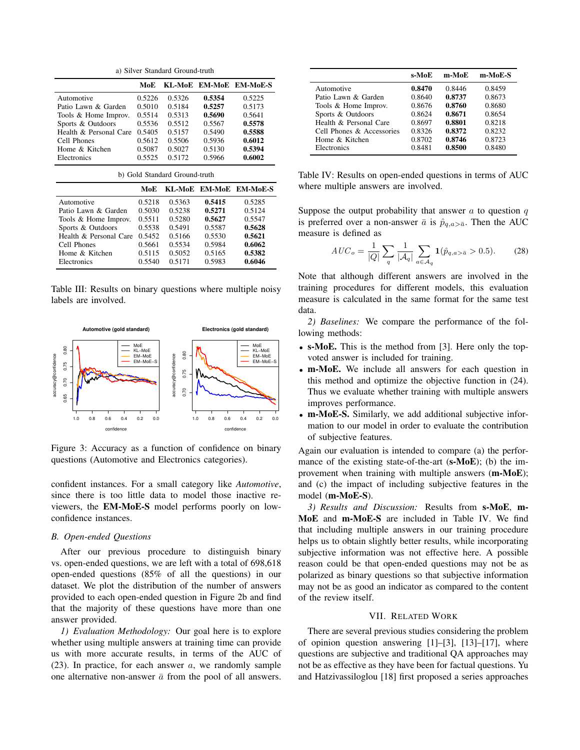a) Silver Standard Ground-truth

|  | MoE | KL-MoE | EM-MoE | EM-MoE-S |
|---|---|---|---|---|
| Automotive | 0.5226 | 0.5326 | **0.5354** | 0.5225 |
| Patio Lawn & Garden | 0.5010 | 0.5184 | **0.5257** | 0.5173 |
| Tools & Home Improv. | 0.5514 | 0.5313 | **0.5690** | 0.5641 |
| Sports & Outdoors | 0.5536 | 0.5512 | 0.5567 | **0.5578** |
| Health & Personal Care | 0.5405 | 0.5157 | 0.5490 | **0.5588** |
| Cell Phones | 0.5612 | 0.5506 | 0.5936 | **0.6012** |
| Home & Kitchen | 0.5087 | 0.5027 | 0.5130 | **0.5394** |
| Electronics | 0.5525 | 0.5172 | 0.5966 | **0.6002** |

b) Gold Standard Ground-truth

|  | MoE | KL-MoE | EM-MoE | EM-MoE-S |
|---|---|---|---|---|
| Automotive | 0.5218 | 0.5363 | **0.5415** | 0.5285 |
| Patio Lawn & Garden | 0.5030 | 0.5238 | **0.5271** | 0.5124 |
| Tools & Home Improv. | 0.5511 | 0.5280 | **0.5627** | 0.5547 |
| Sports & Outdoors | 0.5538 | 0.5491 | 0.5587 | **0.5628** |
| Health & Personal Care | 0.5452 | 0.5166 | 0.5530 | **0.5621** |
| Cell Phones | 0.5661 | 0.5534 | 0.5984 | **0.6062** |
| Home & Kitchen | 0.5115 | 0.5052 | 0.5165 | **0.5382** |
| Electronics | 0.5540 | 0.5171 | 0.5983 | **0.6046** |

Table III: Results on binary questions where multiple noisy labels are involved.

Figure 3: Accuracy as a function of confidence on binary questions (Automotive and Electronics categories).

confident instances. For a small category like *Automotive*, since there is too little data to model those inactive reviewers, the **EM-MoE-S** model performs poorly on low-confidence instances.

## B. Open-ended Questions

After our previous procedure to distinguish binary vs. open-ended questions, we are left with a total of 698,618 open-ended questions (85% of all the questions) in our dataset. We plot the distribution of the number of answers provided to each open-ended question in Figure 2b and find that the majority of these questions have more than one answer provided.

*1) Evaluation Methodology:* Our goal here is to explore whether using multiple answers at training time can provide us with more accurate results, in terms of the AUC of (23). In practice, for each answer $a$, we randomly sample one alternative non-answer $\bar{a}$ from the pool of all answers.

|  | s-MoE | m-MoE | m-MoE-S |
|---|---|---|---|
| Automotive | **0.8470** | 0.8446 | 0.8459 |
| Patio Lawn & Garden | 0.8640 | **0.8737** | 0.8673 |
| Tools & Home Improv. | 0.8676 | **0.8760** | 0.8680 |
| Sports & Outdoors | 0.8624 | **0.8671** | 0.8654 |
| Health & Personal Care | 0.8697 | **0.8801** | 0.8218 |
| Cell Phones & Accessories | 0.8326 | **0.8372** | 0.8232 |
| Home & Kitchen | 0.8702 | **0.8746** | 0.8723 |
| Electronics | 0.8481 | **0.8500** | 0.8480 |

Table IV: Results on open-ended questions in terms of AUC where multiple answers are involved.

Suppose the output probability that answer $a$ to question $q$ is preferred over a non-answer $\bar{a}$ is $\hat{p}_{q,a>\bar{a}}$. Then the AUC measure is defined as

$$AUC_o = \frac{1}{|Q|}\sum_q \frac{1}{|\mathcal{A}_q|}\sum_{a\in\mathcal{A}_q} \mathbf{1}(\hat{p}_{q,a>\bar{a}} > 0.5). \qquad (28)$$

Note that although different answers are involved in the training procedures for different models, this evaluation measure is calculated in the same format for the same test data.

*2) Baselines:* We compare the performance of the following methods:

- **s-MoE.** This is the method from [3]. Here only the top-voted answer is included for training.
- **m-MoE.** We include all answers for each question in this method and optimize the objective function in (24). Thus we evaluate whether training with multiple answers improves performance.
- **m-MoE-S.** Similarly, we add additional subjective information to our model in order to evaluate the contribution of subjective features.

Again our evaluation is intended to compare (a) the performance of the existing state-of-the-art (**s-MoE**); (b) the improvement when training with multiple answers (**m-MoE**); and (c) the impact of including subjective features in the model (**m-MoE-S**).

*3) Results and Discussion:* Results from **s-MoE**, **m-MoE** and **m-MoE-S** are included in Table IV. We find that including multiple answers in our training procedure helps us to obtain slightly better results, while incorporating subjective information was not effective here. A possible reason could be that open-ended questions may not be as polarized as binary questions so that subjective information may not be as good an indicator as compared to the content of the review itself.

# VII. Related Work

There are several previous studies considering the problem of opinion question answering [1]–[3], [13]–[17], where questions are subjective and traditional QA approaches may not be as effective as they have been for factual questions. Yu and Hatzivassiloglou [18] first proposed a series approaches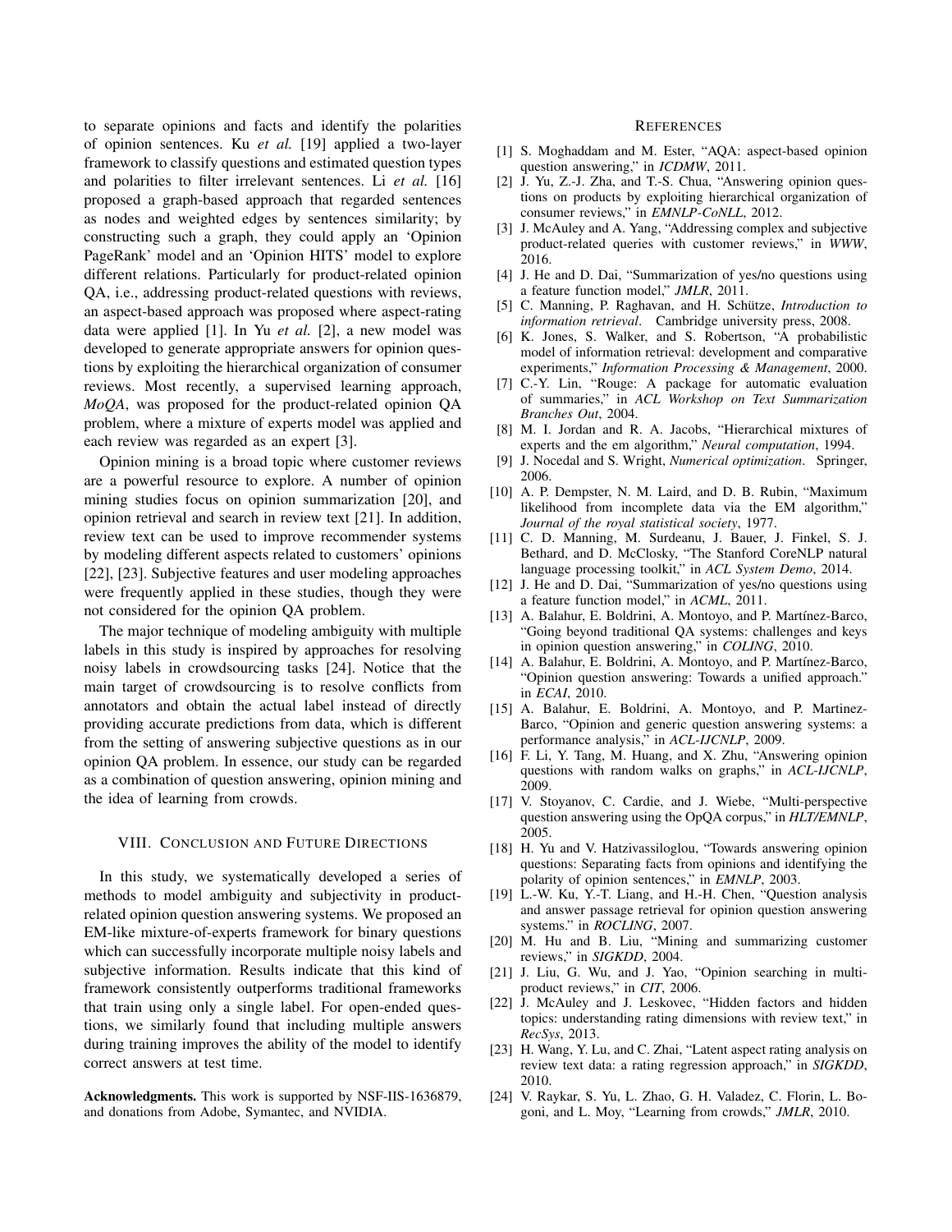to separate opinions and facts and identify the polarities of opinion sentences. Ku *et al.* [19] applied a two-layer framework to classify questions and estimated question types and polarities to filter irrelevant sentences. Li *et al.* [16] proposed a graph-based approach that regarded sentences as nodes and weighted edges by sentences similarity; by constructing such a graph, they could apply an 'Opinion PageRank' model and an 'Opinion HITS' model to explore different relations. Particularly for product-related opinion QA, i.e., addressing product-related questions with reviews, an aspect-based approach was proposed where aspect-rating data were applied [1]. In Yu *et al.* [2], a new model was developed to generate appropriate answers for opinion questions by exploiting the hierarchical organization of consumer reviews. Most recently, a supervised learning approach, *MoQA*, was proposed for the product-related opinion QA problem, where a mixture of experts model was applied and each review was regarded as an expert [3].

Opinion mining is a broad topic where customer reviews are a powerful resource to explore. A number of opinion mining studies focus on opinion summarization [20], and opinion retrieval and search in review text [21]. In addition, review text can be used to improve recommender systems by modeling different aspects related to customers' opinions [22], [23]. Subjective features and user modeling approaches were frequently applied in these studies, though they were not considered for the opinion QA problem.

The major technique of modeling ambiguity with multiple labels in this study is inspired by approaches for resolving noisy labels in crowdsourcing tasks [24]. Notice that the main target of crowdsourcing is to resolve conflicts from annotators and obtain the actual label instead of directly providing accurate predictions from data, which is different from the setting of answering subjective questions as in our opinion QA problem. In essence, our study can be regarded as a combination of question answering, opinion mining and the idea of learning from crowds.

## VIII. Conclusion and Future Directions

In this study, we systematically developed a series of methods to model ambiguity and subjectivity in product-related opinion question answering systems. We proposed an EM-like mixture-of-experts framework for binary questions which can successfully incorporate multiple noisy labels and subjective information. Results indicate that this kind of framework consistently outperforms traditional frameworks that train using only a single label. For open-ended questions, we similarly found that including multiple answers during training improves the ability of the model to identify correct answers at test time.

**Acknowledgments.** This work is supported by NSF-IIS-1636879, and donations from Adobe, Symantec, and NVIDIA.

## References

[1] S. Moghaddam and M. Ester, "AQA: aspect-based opinion question answering," in *ICDMW*, 2011.

[2] J. Yu, Z.-J. Zha, and T.-S. Chua, "Answering opinion questions on products by exploiting hierarchical organization of consumer reviews," in *EMNLP-CoNLL*, 2012.

[3] J. McAuley and A. Yang, "Addressing complex and subjective product-related queries with customer reviews," in *WWW*, 2016.

[4] J. He and D. Dai, "Summarization of yes/no questions using a feature function model," *JMLR*, 2011.

[5] C. Manning, P. Raghavan, and H. Schütze, *Introduction to information retrieval*. Cambridge university press, 2008.

[6] K. Jones, S. Walker, and S. Robertson, "A probabilistic model of information retrieval: development and comparative experiments," *Information Processing & Management*, 2000.

[7] C.-Y. Lin, "Rouge: A package for automatic evaluation of summaries," in *ACL Workshop on Text Summarization Branches Out*, 2004.

[8] M. I. Jordan and R. A. Jacobs, "Hierarchical mixtures of experts and the em algorithm," *Neural computation*, 1994.

[9] J. Nocedal and S. Wright, *Numerical optimization*. Springer, 2006.

[10] A. P. Dempster, N. M. Laird, and D. B. Rubin, "Maximum likelihood from incomplete data via the EM algorithm," *Journal of the royal statistical society*, 1977.

[11] C. D. Manning, M. Surdeanu, J. Bauer, J. Finkel, S. J. Bethard, and D. McClosky, "The Stanford CoreNLP natural language processing toolkit," in *ACL System Demo*, 2014.

[12] J. He and D. Dai, "Summarization of yes/no questions using a feature function model," in *ACML*, 2011.

[13] A. Balahur, E. Boldrini, A. Montoyo, and P. Martínez-Barco, "Going beyond traditional QA systems: challenges and keys in opinion question answering," in *COLING*, 2010.

[14] A. Balahur, E. Boldrini, A. Montoyo, and P. Martínez-Barco, "Opinion question answering: Towards a unified approach." in *ECAI*, 2010.

[15] A. Balahur, E. Boldrini, A. Montoyo, and P. Martinez-Barco, "Opinion and generic question answering systems: a performance analysis," in *ACL-IJCNLP*, 2009.

[16] F. Li, Y. Tang, M. Huang, and X. Zhu, "Answering opinion questions with random walks on graphs," in *ACL-IJCNLP*, 2009.

[17] V. Stoyanov, C. Cardie, and J. Wiebe, "Multi-perspective question answering using the OpQA corpus," in *HLT/EMNLP*, 2005.

[18] H. Yu and V. Hatzivassiloglou, "Towards answering opinion questions: Separating facts from opinions and identifying the polarity of opinion sentences," in *EMNLP*, 2003.

[19] L.-W. Ku, Y.-T. Liang, and H.-H. Chen, "Question analysis and answer passage retrieval for opinion question answering systems." in *ROCLING*, 2007.

[20] M. Hu and B. Liu, "Mining and summarizing customer reviews," in *SIGKDD*, 2004.

[21] J. Liu, G. Wu, and J. Yao, "Opinion searching in multi-product reviews," in *CIT*, 2006.

[22] J. McAuley and J. Leskovec, "Hidden factors and hidden topics: understanding rating dimensions with review text," in *RecSys*, 2013.

[23] H. Wang, Y. Lu, and C. Zhai, "Latent aspect rating analysis on review text data: a rating regression approach," in *SIGKDD*, 2010.

[24] V. Raykar, S. Yu, L. Zhao, G. H. Valadez, C. Florin, L. Bogoni, and L. Moy, "Learning from crowds," *JMLR*, 2010.